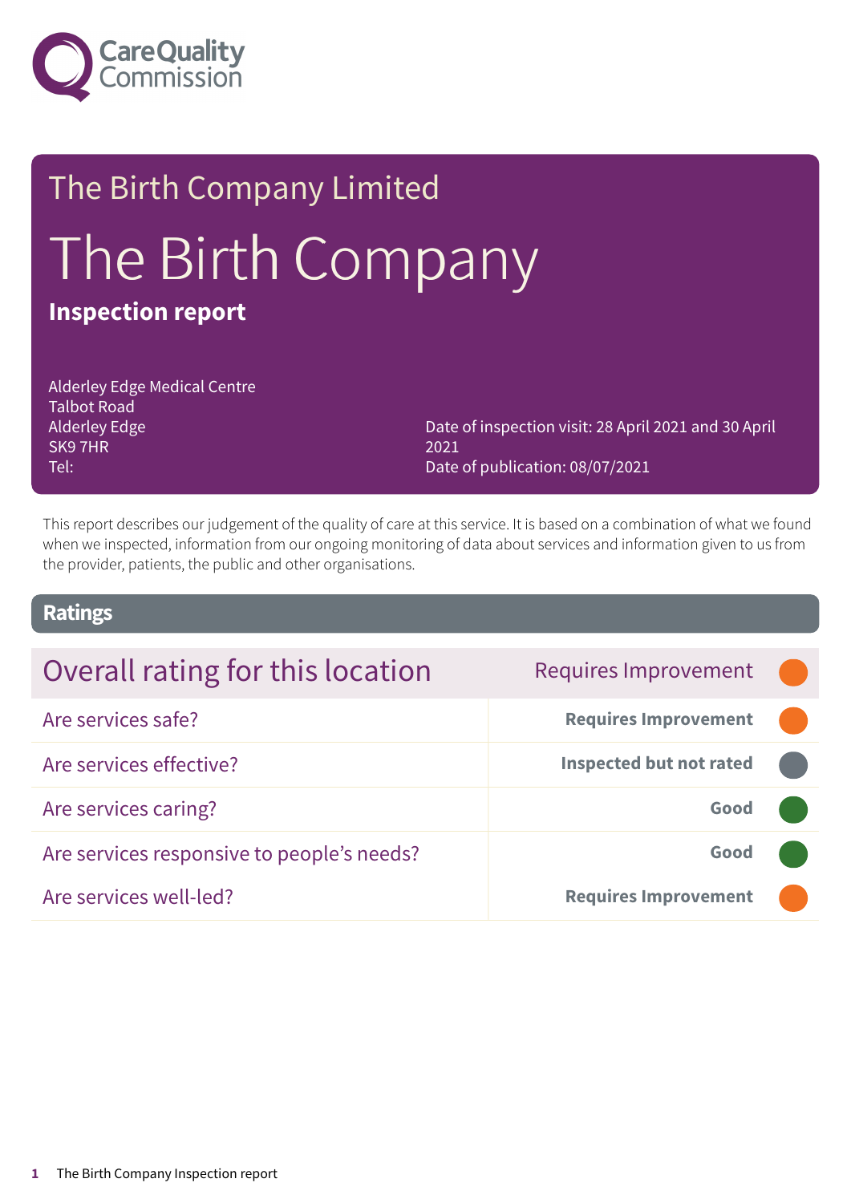The Birth Company Limited

# The Birth Company

**Inspection report**

Alderley Edge Medical Centre
Talbot Road
Alderley Edge
SK9 7HR
Tel:

Date of inspection visit: 28 April 2021 and 30 April 2021
Date of publication: 08/07/2021

This report describes our judgement of the quality of care at this service. It is based on a combination of what we found when we inspected, information from our ongoing monitoring of data about services and information given to us from the provider, patients, the public and other organisations.

## Ratings

| Overall rating for this location | Requires Improvement |
|---|---|
| Are services safe? | **Requires Improvement** |
| Are services effective? | **Inspected but not rated** |
| Are services caring? | **Good** |
| Are services responsive to people's needs? | **Good** |
| Are services well-led? | **Requires Improvement** |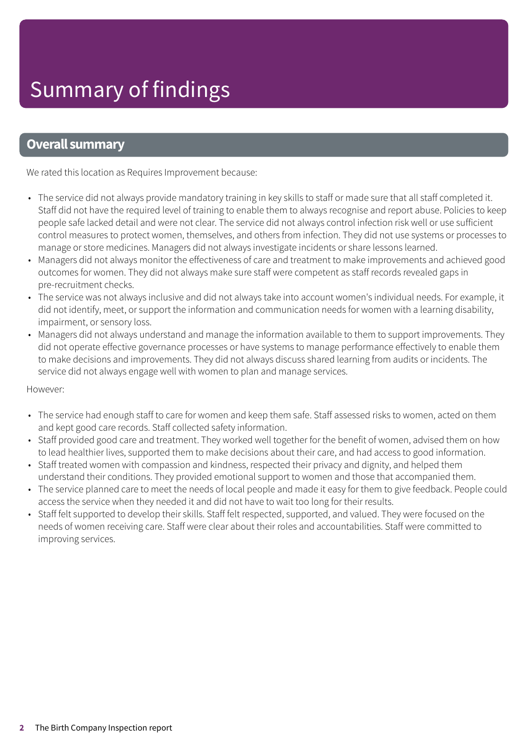# Summary of findings

## Overall summary

We rated this location as Requires Improvement because:

- The service did not always provide mandatory training in key skills to staff or made sure that all staff completed it. Staff did not have the required level of training to enable them to always recognise and report abuse. Policies to keep people safe lacked detail and were not clear. The service did not always control infection risk well or use sufficient control measures to protect women, themselves, and others from infection. They did not use systems or processes to manage or store medicines. Managers did not always investigate incidents or share lessons learned.
- Managers did not always monitor the effectiveness of care and treatment to make improvements and achieved good outcomes for women. They did not always make sure staff were competent as staff records revealed gaps in pre-recruitment checks.
- The service was not always inclusive and did not always take into account women's individual needs. For example, it did not identify, meet, or support the information and communication needs for women with a learning disability, impairment, or sensory loss.
- Managers did not always understand and manage the information available to them to support improvements. They did not operate effective governance processes or have systems to manage performance effectively to enable them to make decisions and improvements. They did not always discuss shared learning from audits or incidents. The service did not always engage well with women to plan and manage services.

However:

- The service had enough staff to care for women and keep them safe. Staff assessed risks to women, acted on them and kept good care records. Staff collected safety information.
- Staff provided good care and treatment. They worked well together for the benefit of women, advised them on how to lead healthier lives, supported them to make decisions about their care, and had access to good information.
- Staff treated women with compassion and kindness, respected their privacy and dignity, and helped them understand their conditions. They provided emotional support to women and those that accompanied them.
- The service planned care to meet the needs of local people and made it easy for them to give feedback. People could access the service when they needed it and did not have to wait too long for their results.
- Staff felt supported to develop their skills. Staff felt respected, supported, and valued. They were focused on the needs of women receiving care. Staff were clear about their roles and accountabilities. Staff were committed to improving services.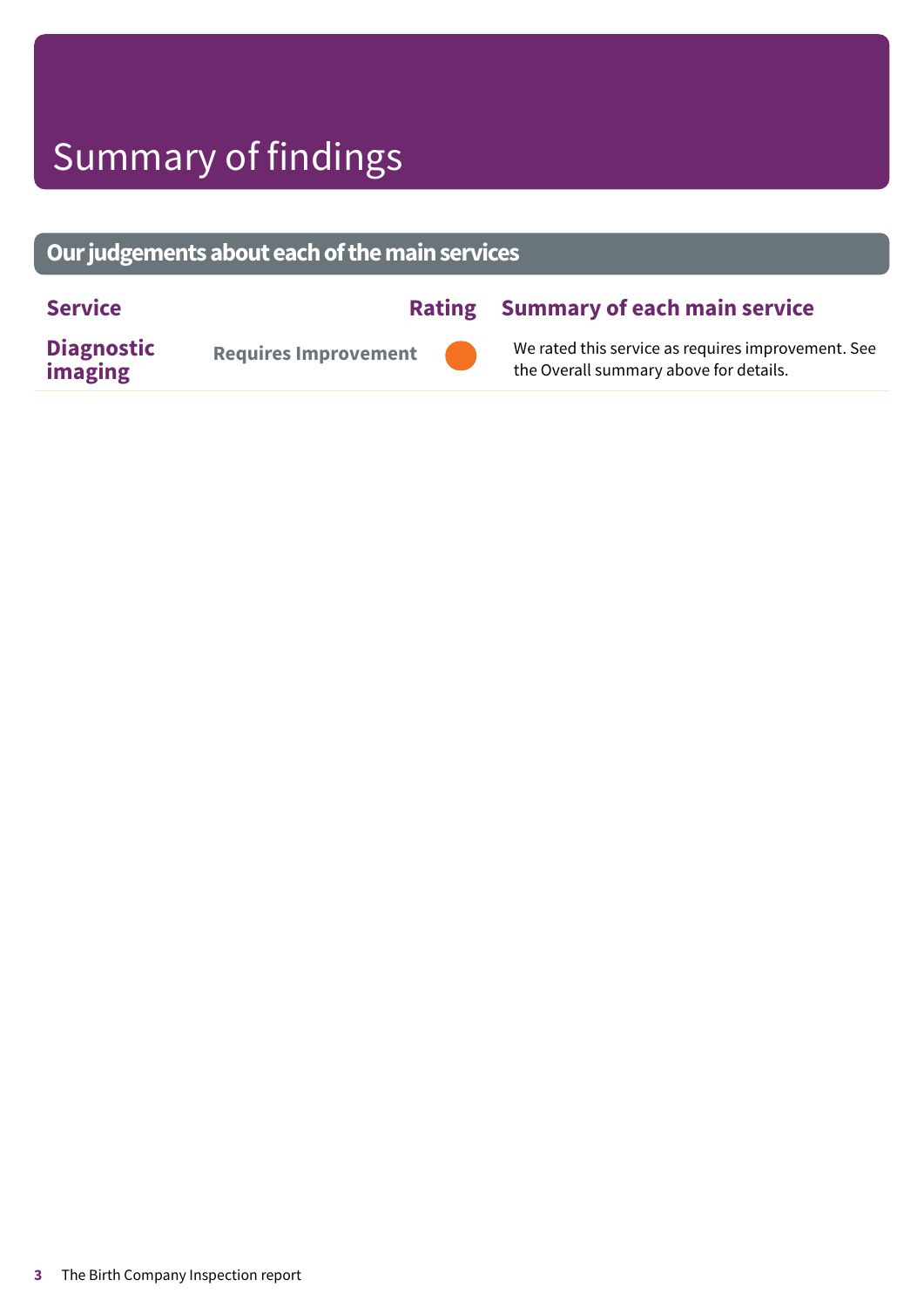# Summary of findings

## Our judgements about each of the main services

| Service | Rating | | Summary of each main service |
| --- | --- | --- | --- |
| **Diagnostic imaging** | **Requires Improvement** | ● | We rated this service as requires improvement. See the Overall summary above for details. |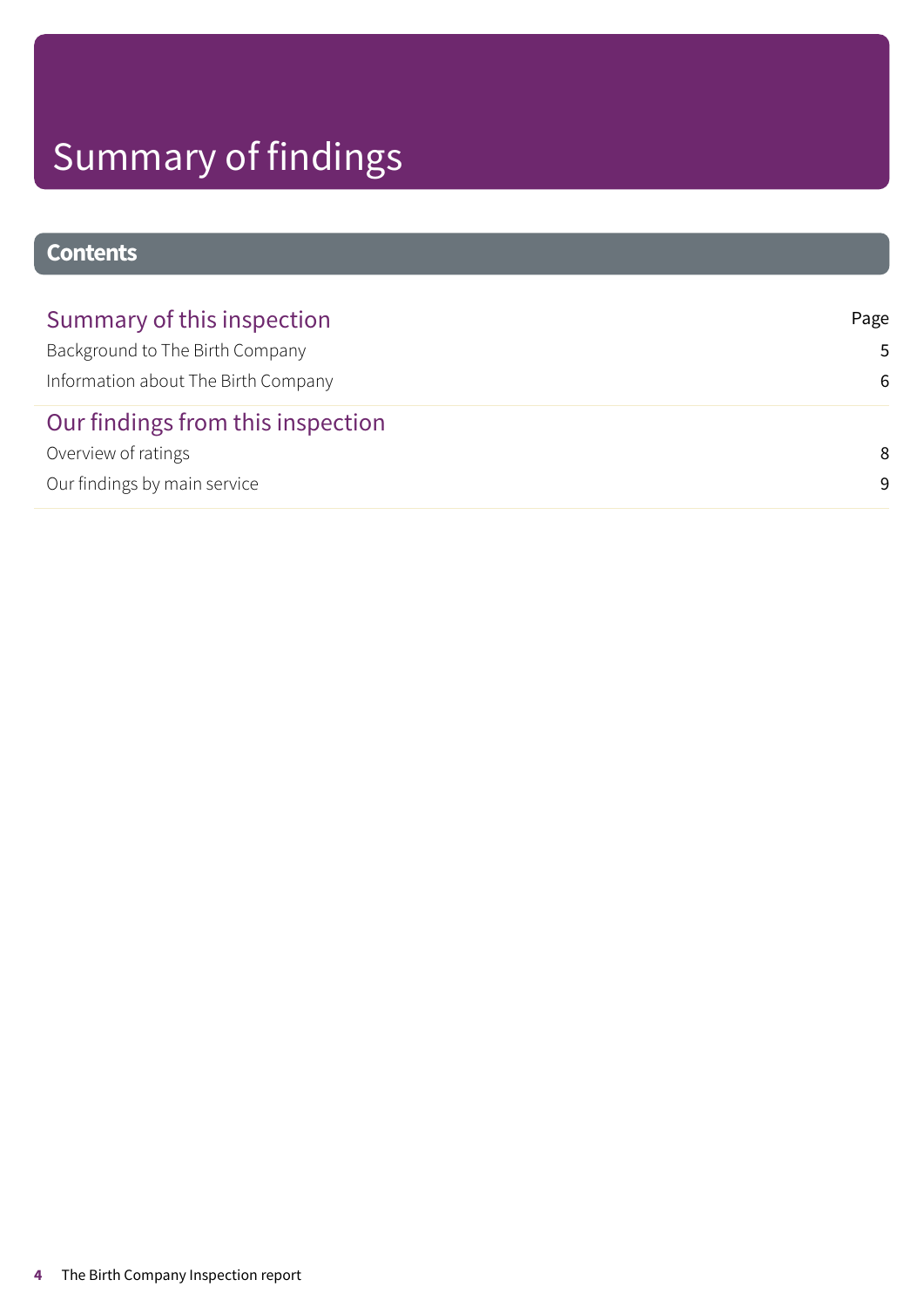# Summary of findings

## Contents

| Summary of this inspection | Page |
| --- | --- |
| Background to The Birth Company | 5 |
| Information about The Birth Company | 6 |
| **Our findings from this inspection** | |
| Overview of ratings | 8 |
| Our findings by main service | 9 |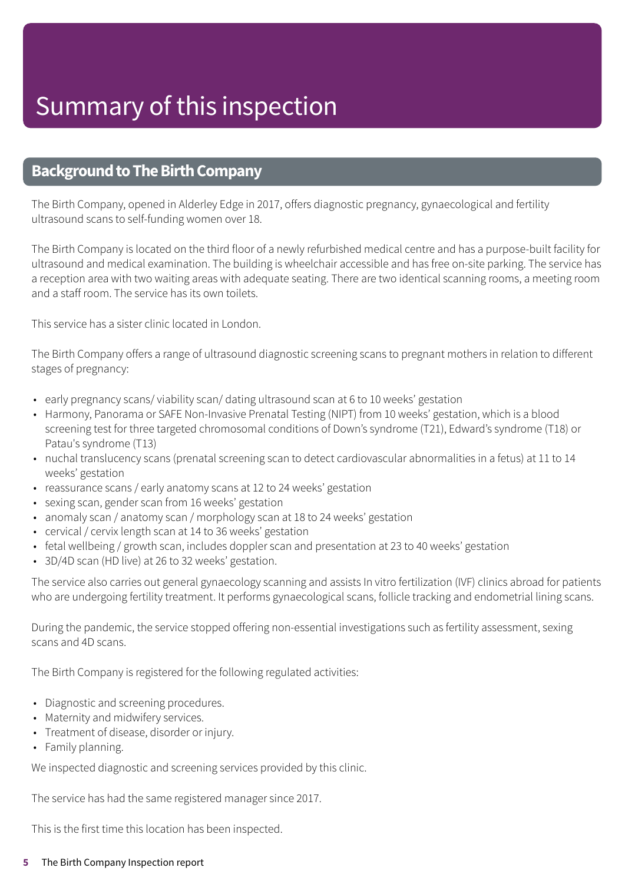# Summary of this inspection

## Background to The Birth Company

The Birth Company, opened in Alderley Edge in 2017, offers diagnostic pregnancy, gynaecological and fertility ultrasound scans to self-funding women over 18.

The Birth Company is located on the third floor of a newly refurbished medical centre and has a purpose-built facility for ultrasound and medical examination. The building is wheelchair accessible and has free on-site parking. The service has a reception area with two waiting areas with adequate seating. There are two identical scanning rooms, a meeting room and a staff room. The service has its own toilets.

This service has a sister clinic located in London.

The Birth Company offers a range of ultrasound diagnostic screening scans to pregnant mothers in relation to different stages of pregnancy:

- early pregnancy scans/ viability scan/ dating ultrasound scan at 6 to 10 weeks' gestation
- Harmony, Panorama or SAFE Non-Invasive Prenatal Testing (NIPT) from 10 weeks' gestation, which is a blood screening test for three targeted chromosomal conditions of Down's syndrome (T21), Edward's syndrome (T18) or Patau's syndrome (T13)
- nuchal translucency scans (prenatal screening scan to detect cardiovascular abnormalities in a fetus) at 11 to 14 weeks' gestation
- reassurance scans / early anatomy scans at 12 to 24 weeks' gestation
- sexing scan, gender scan from 16 weeks' gestation
- anomaly scan / anatomy scan / morphology scan at 18 to 24 weeks' gestation
- cervical / cervix length scan at 14 to 36 weeks' gestation
- fetal wellbeing / growth scan, includes doppler scan and presentation at 23 to 40 weeks' gestation
- 3D/4D scan (HD live) at 26 to 32 weeks' gestation.

The service also carries out general gynaecology scanning and assists In vitro fertilization (IVF) clinics abroad for patients who are undergoing fertility treatment. It performs gynaecological scans, follicle tracking and endometrial lining scans.

During the pandemic, the service stopped offering non-essential investigations such as fertility assessment, sexing scans and 4D scans.

The Birth Company is registered for the following regulated activities:

- Diagnostic and screening procedures.
- Maternity and midwifery services.
- Treatment of disease, disorder or injury.
- Family planning.

We inspected diagnostic and screening services provided by this clinic.

The service has had the same registered manager since 2017.

This is the first time this location has been inspected.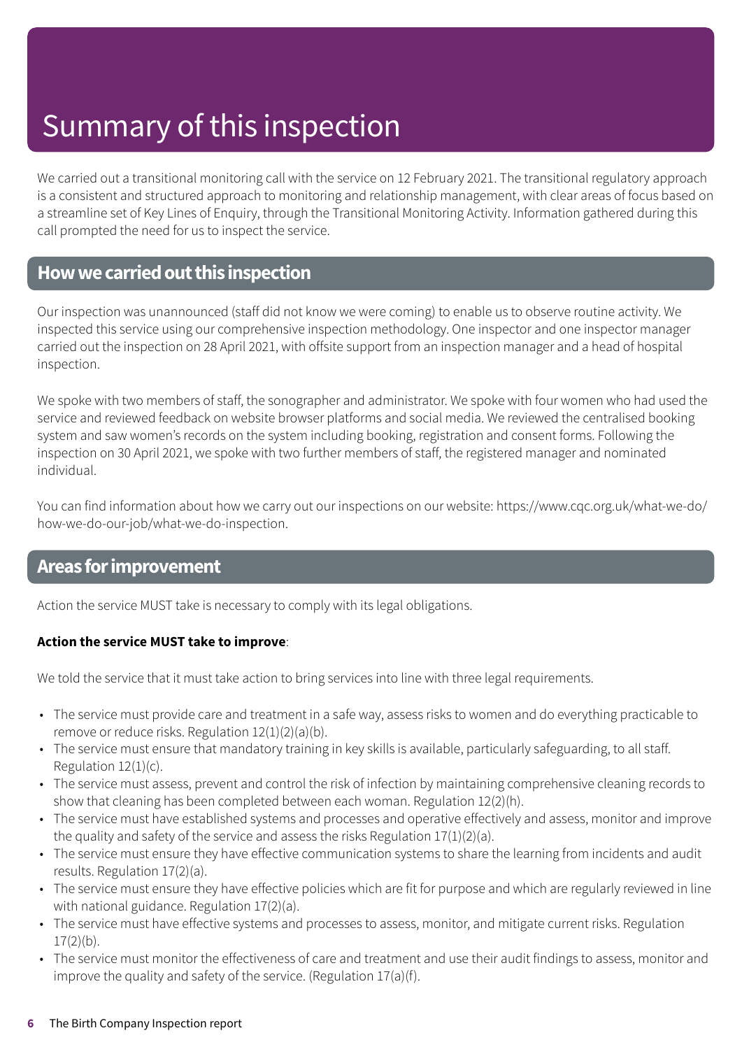# Summary of this inspection

We carried out a transitional monitoring call with the service on 12 February 2021. The transitional regulatory approach is a consistent and structured approach to monitoring and relationship management, with clear areas of focus based on a streamline set of Key Lines of Enquiry, through the Transitional Monitoring Activity. Information gathered during this call prompted the need for us to inspect the service.

## How we carried out this inspection

Our inspection was unannounced (staff did not know we were coming) to enable us to observe routine activity. We inspected this service using our comprehensive inspection methodology. One inspector and one inspector manager carried out the inspection on 28 April 2021, with offsite support from an inspection manager and a head of hospital inspection.

We spoke with two members of staff, the sonographer and administrator. We spoke with four women who had used the service and reviewed feedback on website browser platforms and social media. We reviewed the centralised booking system and saw women's records on the system including booking, registration and consent forms. Following the inspection on 30 April 2021, we spoke with two further members of staff, the registered manager and nominated individual.

You can find information about how we carry out our inspections on our website: https://www.cqc.org.uk/what-we-do/how-we-do-our-job/what-we-do-inspection.

## Areas for improvement

Action the service MUST take is necessary to comply with its legal obligations.

**Action the service MUST take to improve**:

We told the service that it must take action to bring services into line with three legal requirements.

- The service must provide care and treatment in a safe way, assess risks to women and do everything practicable to remove or reduce risks. Regulation 12(1)(2)(a)(b).
- The service must ensure that mandatory training in key skills is available, particularly safeguarding, to all staff. Regulation 12(1)(c).
- The service must assess, prevent and control the risk of infection by maintaining comprehensive cleaning records to show that cleaning has been completed between each woman. Regulation 12(2)(h).
- The service must have established systems and processes and operative effectively and assess, monitor and improve the quality and safety of the service and assess the risks Regulation 17(1)(2)(a).
- The service must ensure they have effective communication systems to share the learning from incidents and audit results. Regulation 17(2)(a).
- The service must ensure they have effective policies which are fit for purpose and which are regularly reviewed in line with national guidance. Regulation 17(2)(a).
- The service must have effective systems and processes to assess, monitor, and mitigate current risks. Regulation 17(2)(b).
- The service must monitor the effectiveness of care and treatment and use their audit findings to assess, monitor and improve the quality and safety of the service. (Regulation 17(a)(f).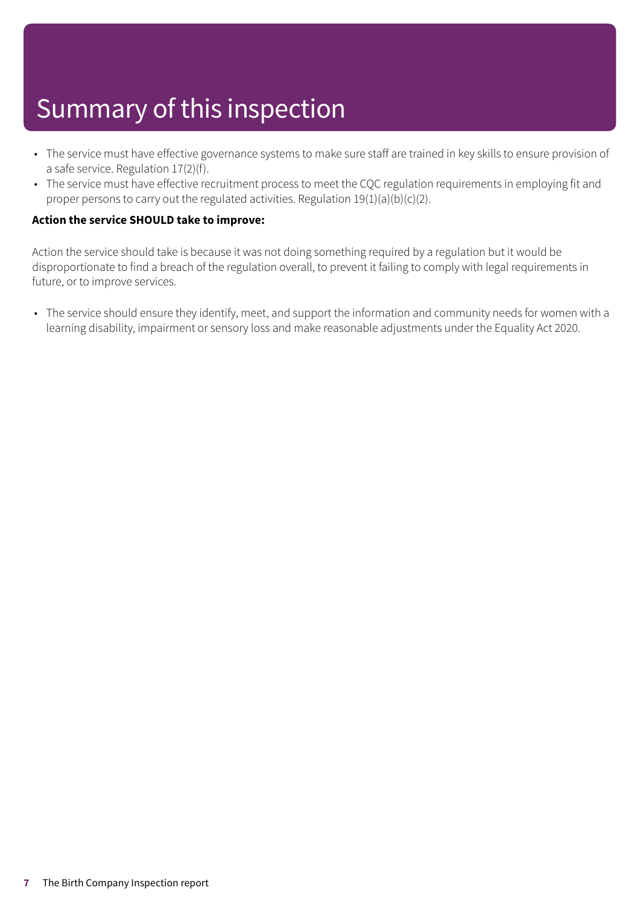# Summary of this inspection

- The service must have effective governance systems to make sure staff are trained in key skills to ensure provision of a safe service. Regulation 17(2)(f).
- The service must have effective recruitment process to meet the CQC regulation requirements in employing fit and proper persons to carry out the regulated activities. Regulation 19(1)(a)(b)(c)(2).

**Action the service SHOULD take to improve:**

Action the service should take is because it was not doing something required by a regulation but it would be disproportionate to find a breach of the regulation overall, to prevent it failing to comply with legal requirements in future, or to improve services.

- The service should ensure they identify, meet, and support the information and community needs for women with a learning disability, impairment or sensory loss and make reasonable adjustments under the Equality Act 2020.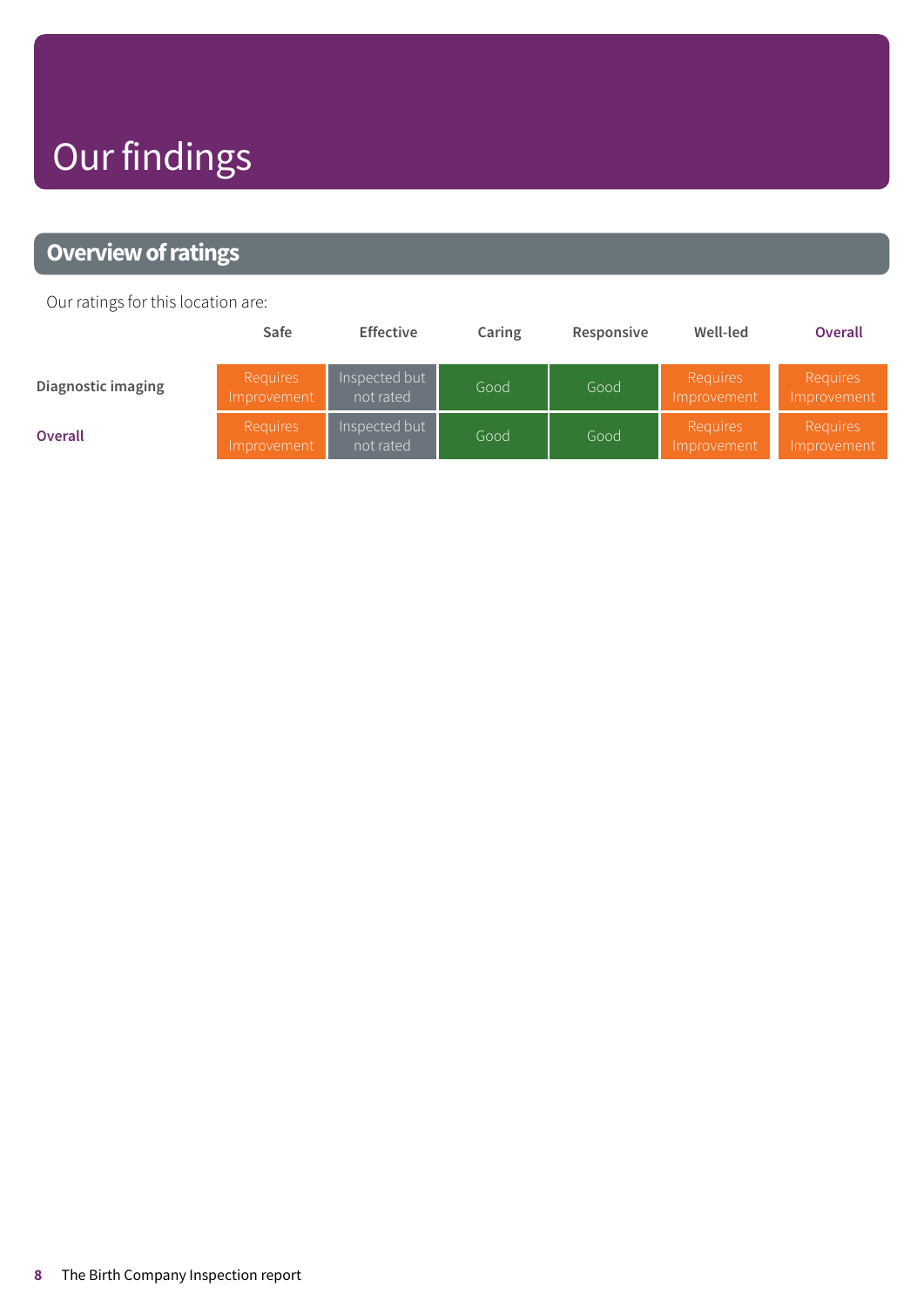# Our findings

## Overview of ratings

Our ratings for this location are:

| | Safe | Effective | Caring | Responsive | Well-led | Overall |
|---|---|---|---|---|---|---|
| Diagnostic imaging | Requires Improvement | Inspected but not rated | Good | Good | Requires Improvement | Requires Improvement |
| Overall | Requires Improvement | Inspected but not rated | Good | Good | Requires Improvement | Requires Improvement |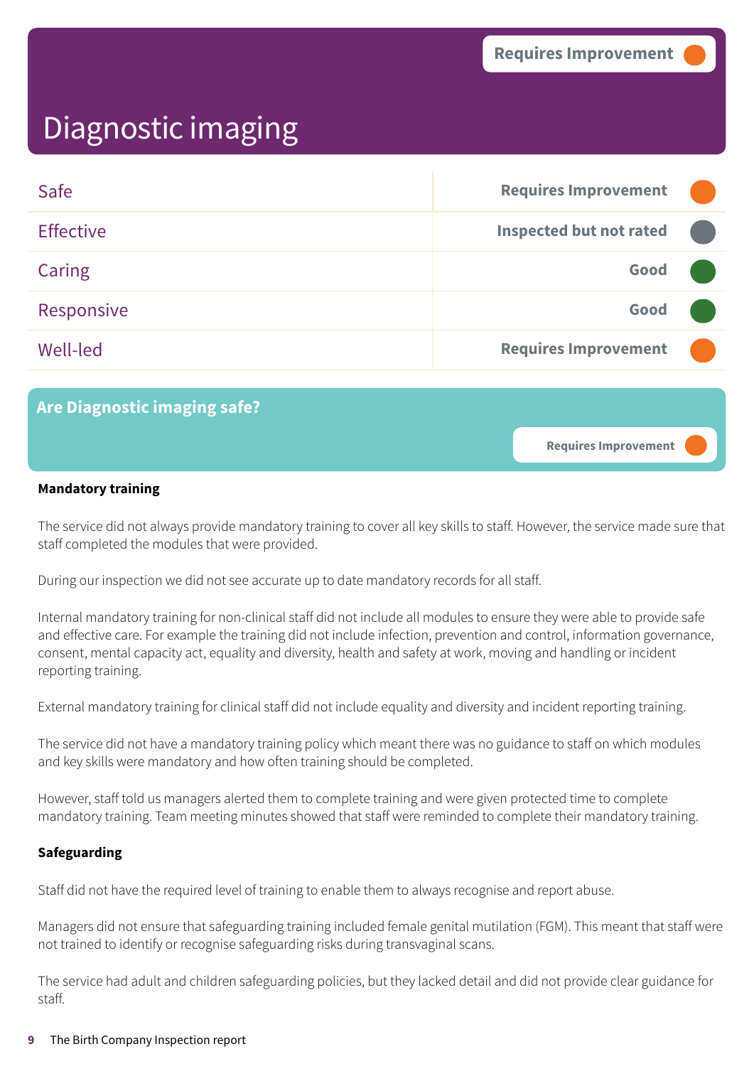# Diagnostic imaging

Requires Improvement

| | |
|---|---|
| Safe | Requires Improvement |
| Effective | Inspected but not rated |
| Caring | Good |
| Responsive | Good |
| Well-led | Requires Improvement |

## Are Diagnostic imaging safe?

Requires Improvement

**Mandatory training**

The service did not always provide mandatory training to cover all key skills to staff. However, the service made sure that staff completed the modules that were provided.

During our inspection we did not see accurate up to date mandatory records for all staff.

Internal mandatory training for non-clinical staff did not include all modules to ensure they were able to provide safe and effective care. For example the training did not include infection, prevention and control, information governance, consent, mental capacity act, equality and diversity, health and safety at work, moving and handling or incident reporting training.

External mandatory training for clinical staff did not include equality and diversity and incident reporting training.

The service did not have a mandatory training policy which meant there was no guidance to staff on which modules and key skills were mandatory and how often training should be completed.

However, staff told us managers alerted them to complete training and were given protected time to complete mandatory training. Team meeting minutes showed that staff were reminded to complete their mandatory training.

**Safeguarding**

Staff did not have the required level of training to enable them to always recognise and report abuse.

Managers did not ensure that safeguarding training included female genital mutilation (FGM). This meant that staff were not trained to identify or recognise safeguarding risks during transvaginal scans.

The service had adult and children safeguarding policies, but they lacked detail and did not provide clear guidance for staff.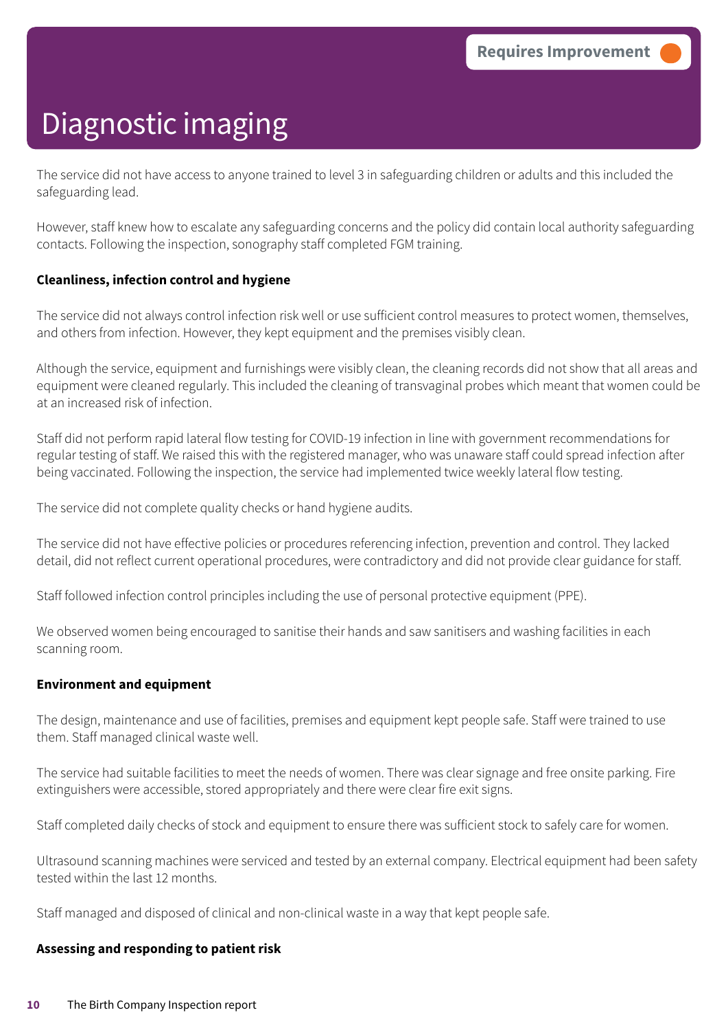Requires Improvement

# Diagnostic imaging

The service did not have access to anyone trained to level 3 in safeguarding children or adults and this included the safeguarding lead.

However, staff knew how to escalate any safeguarding concerns and the policy did contain local authority safeguarding contacts. Following the inspection, sonography staff completed FGM training.

**Cleanliness, infection control and hygiene**

The service did not always control infection risk well or use sufficient control measures to protect women, themselves, and others from infection. However, they kept equipment and the premises visibly clean.

Although the service, equipment and furnishings were visibly clean, the cleaning records did not show that all areas and equipment were cleaned regularly. This included the cleaning of transvaginal probes which meant that women could be at an increased risk of infection.

Staff did not perform rapid lateral flow testing for COVID-19 infection in line with government recommendations for regular testing of staff. We raised this with the registered manager, who was unaware staff could spread infection after being vaccinated. Following the inspection, the service had implemented twice weekly lateral flow testing.

The service did not complete quality checks or hand hygiene audits.

The service did not have effective policies or procedures referencing infection, prevention and control. They lacked detail, did not reflect current operational procedures, were contradictory and did not provide clear guidance for staff.

Staff followed infection control principles including the use of personal protective equipment (PPE).

We observed women being encouraged to sanitise their hands and saw sanitisers and washing facilities in each scanning room.

**Environment and equipment**

The design, maintenance and use of facilities, premises and equipment kept people safe. Staff were trained to use them. Staff managed clinical waste well.

The service had suitable facilities to meet the needs of women. There was clear signage and free onsite parking. Fire extinguishers were accessible, stored appropriately and there were clear fire exit signs.

Staff completed daily checks of stock and equipment to ensure there was sufficient stock to safely care for women.

Ultrasound scanning machines were serviced and tested by an external company. Electrical equipment had been safety tested within the last 12 months.

Staff managed and disposed of clinical and non-clinical waste in a way that kept people safe.

**Assessing and responding to patient risk**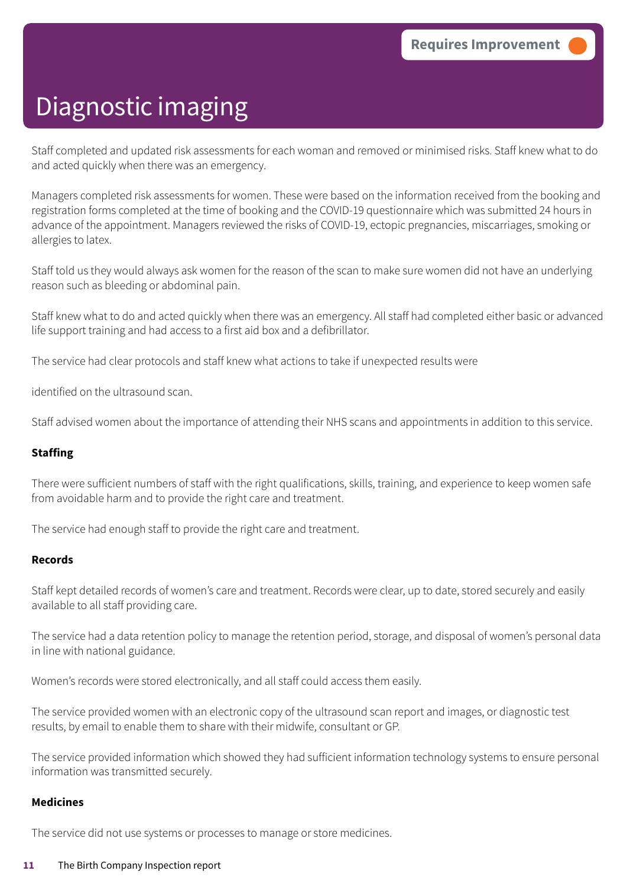# Diagnostic imaging

Requires Improvement

Staff completed and updated risk assessments for each woman and removed or minimised risks. Staff knew what to do and acted quickly when there was an emergency.

Managers completed risk assessments for women. These were based on the information received from the booking and registration forms completed at the time of booking and the COVID-19 questionnaire which was submitted 24 hours in advance of the appointment. Managers reviewed the risks of COVID-19, ectopic pregnancies, miscarriages, smoking or allergies to latex.

Staff told us they would always ask women for the reason of the scan to make sure women did not have an underlying reason such as bleeding or abdominal pain.

Staff knew what to do and acted quickly when there was an emergency. All staff had completed either basic or advanced life support training and had access to a first aid box and a defibrillator.

The service had clear protocols and staff knew what actions to take if unexpected results were

identified on the ultrasound scan.

Staff advised women about the importance of attending their NHS scans and appointments in addition to this service.

**Staffing**

There were sufficient numbers of staff with the right qualifications, skills, training, and experience to keep women safe from avoidable harm and to provide the right care and treatment.

The service had enough staff to provide the right care and treatment.

**Records**

Staff kept detailed records of women's care and treatment. Records were clear, up to date, stored securely and easily available to all staff providing care.

The service had a data retention policy to manage the retention period, storage, and disposal of women's personal data in line with national guidance.

Women's records were stored electronically, and all staff could access them easily.

The service provided women with an electronic copy of the ultrasound scan report and images, or diagnostic test results, by email to enable them to share with their midwife, consultant or GP.

The service provided information which showed they had sufficient information technology systems to ensure personal information was transmitted securely.

**Medicines**

The service did not use systems or processes to manage or store medicines.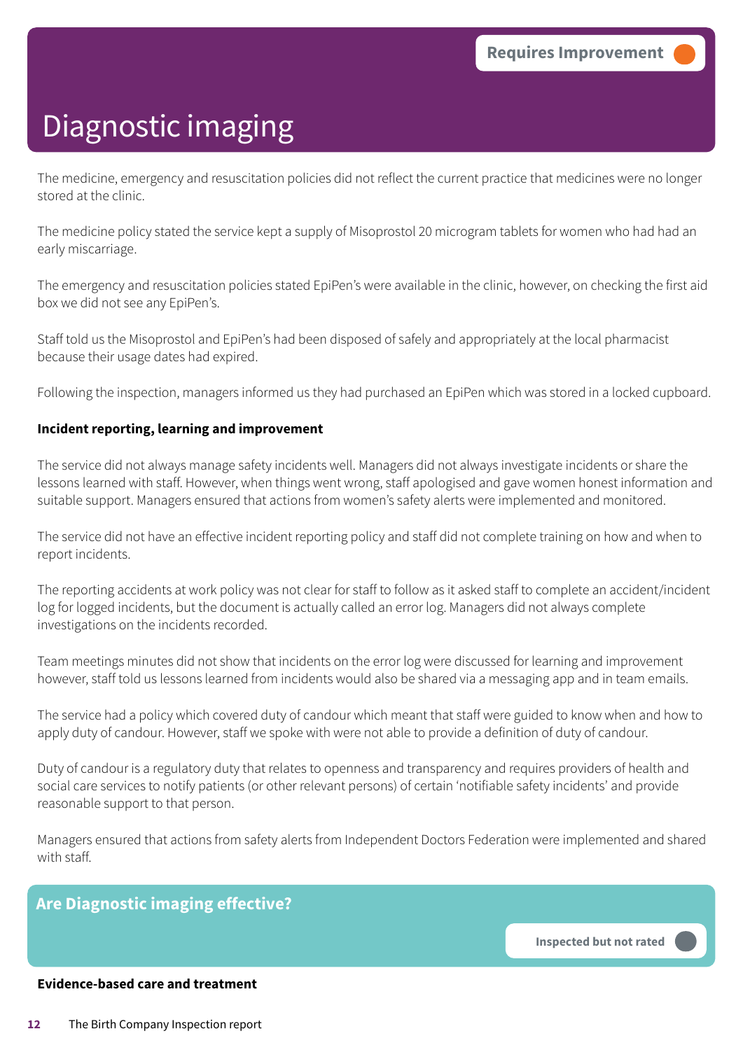Requires Improvement

# Diagnostic imaging

The medicine, emergency and resuscitation policies did not reflect the current practice that medicines were no longer stored at the clinic.

The medicine policy stated the service kept a supply of Misoprostol 20 microgram tablets for women who had had an early miscarriage.

The emergency and resuscitation policies stated EpiPen's were available in the clinic, however, on checking the first aid box we did not see any EpiPen's.

Staff told us the Misoprostol and EpiPen's had been disposed of safely and appropriately at the local pharmacist because their usage dates had expired.

Following the inspection, managers informed us they had purchased an EpiPen which was stored in a locked cupboard.

**Incident reporting, learning and improvement**

The service did not always manage safety incidents well. Managers did not always investigate incidents or share the lessons learned with staff. However, when things went wrong, staff apologised and gave women honest information and suitable support. Managers ensured that actions from women's safety alerts were implemented and monitored.

The service did not have an effective incident reporting policy and staff did not complete training on how and when to report incidents.

The reporting accidents at work policy was not clear for staff to follow as it asked staff to complete an accident/incident log for logged incidents, but the document is actually called an error log. Managers did not always complete investigations on the incidents recorded.

Team meetings minutes did not show that incidents on the error log were discussed for learning and improvement however, staff told us lessons learned from incidents would also be shared via a messaging app and in team emails.

The service had a policy which covered duty of candour which meant that staff were guided to know when and how to apply duty of candour. However, staff we spoke with were not able to provide a definition of duty of candour.

Duty of candour is a regulatory duty that relates to openness and transparency and requires providers of health and social care services to notify patients (or other relevant persons) of certain 'notifiable safety incidents' and provide reasonable support to that person.

Managers ensured that actions from safety alerts from Independent Doctors Federation were implemented and shared with staff.

## Are Diagnostic imaging effective?

Inspected but not rated

**Evidence-based care and treatment**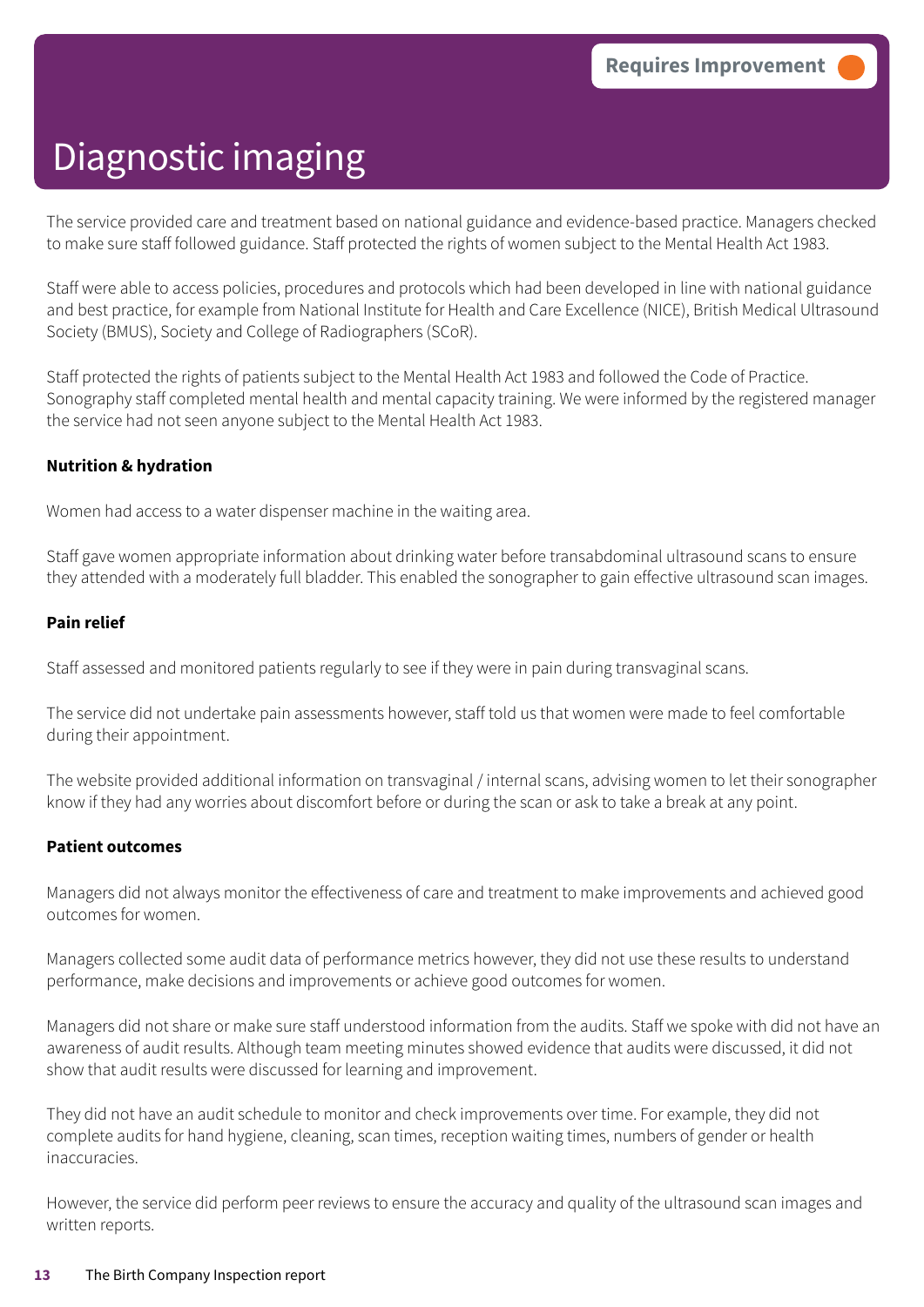Requires Improvement

# Diagnostic imaging

The service provided care and treatment based on national guidance and evidence-based practice. Managers checked to make sure staff followed guidance. Staff protected the rights of women subject to the Mental Health Act 1983.

Staff were able to access policies, procedures and protocols which had been developed in line with national guidance and best practice, for example from National Institute for Health and Care Excellence (NICE), British Medical Ultrasound Society (BMUS), Society and College of Radiographers (SCoR).

Staff protected the rights of patients subject to the Mental Health Act 1983 and followed the Code of Practice. Sonography staff completed mental health and mental capacity training. We were informed by the registered manager the service had not seen anyone subject to the Mental Health Act 1983.

**Nutrition & hydration**

Women had access to a water dispenser machine in the waiting area.

Staff gave women appropriate information about drinking water before transabdominal ultrasound scans to ensure they attended with a moderately full bladder. This enabled the sonographer to gain effective ultrasound scan images.

**Pain relief**

Staff assessed and monitored patients regularly to see if they were in pain during transvaginal scans.

The service did not undertake pain assessments however, staff told us that women were made to feel comfortable during their appointment.

The website provided additional information on transvaginal / internal scans, advising women to let their sonographer know if they had any worries about discomfort before or during the scan or ask to take a break at any point.

**Patient outcomes**

Managers did not always monitor the effectiveness of care and treatment to make improvements and achieved good outcomes for women.

Managers collected some audit data of performance metrics however, they did not use these results to understand performance, make decisions and improvements or achieve good outcomes for women.

Managers did not share or make sure staff understood information from the audits. Staff we spoke with did not have an awareness of audit results. Although team meeting minutes showed evidence that audits were discussed, it did not show that audit results were discussed for learning and improvement.

They did not have an audit schedule to monitor and check improvements over time. For example, they did not complete audits for hand hygiene, cleaning, scan times, reception waiting times, numbers of gender or health inaccuracies.

However, the service did perform peer reviews to ensure the accuracy and quality of the ultrasound scan images and written reports.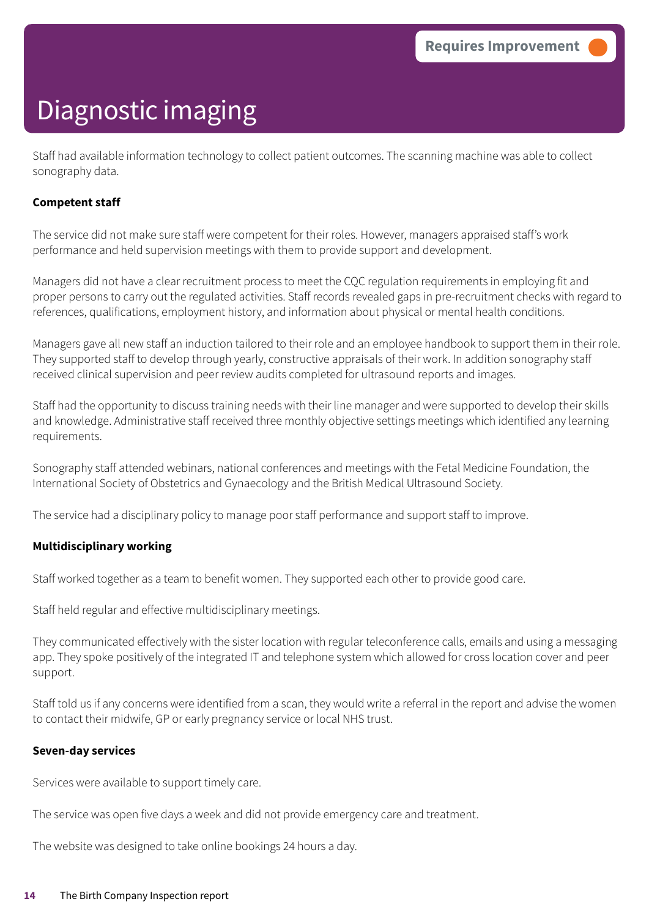Requires Improvement

# Diagnostic imaging

Staff had available information technology to collect patient outcomes. The scanning machine was able to collect sonography data.

**Competent staff**

The service did not make sure staff were competent for their roles. However, managers appraised staff's work performance and held supervision meetings with them to provide support and development.

Managers did not have a clear recruitment process to meet the CQC regulation requirements in employing fit and proper persons to carry out the regulated activities. Staff records revealed gaps in pre-recruitment checks with regard to references, qualifications, employment history, and information about physical or mental health conditions.

Managers gave all new staff an induction tailored to their role and an employee handbook to support them in their role. They supported staff to develop through yearly, constructive appraisals of their work. In addition sonography staff received clinical supervision and peer review audits completed for ultrasound reports and images.

Staff had the opportunity to discuss training needs with their line manager and were supported to develop their skills and knowledge. Administrative staff received three monthly objective settings meetings which identified any learning requirements.

Sonography staff attended webinars, national conferences and meetings with the Fetal Medicine Foundation, the International Society of Obstetrics and Gynaecology and the British Medical Ultrasound Society.

The service had a disciplinary policy to manage poor staff performance and support staff to improve.

**Multidisciplinary working**

Staff worked together as a team to benefit women. They supported each other to provide good care.

Staff held regular and effective multidisciplinary meetings.

They communicated effectively with the sister location with regular teleconference calls, emails and using a messaging app. They spoke positively of the integrated IT and telephone system which allowed for cross location cover and peer support.

Staff told us if any concerns were identified from a scan, they would write a referral in the report and advise the women to contact their midwife, GP or early pregnancy service or local NHS trust.

**Seven-day services**

Services were available to support timely care.

The service was open five days a week and did not provide emergency care and treatment.

The website was designed to take online bookings 24 hours a day.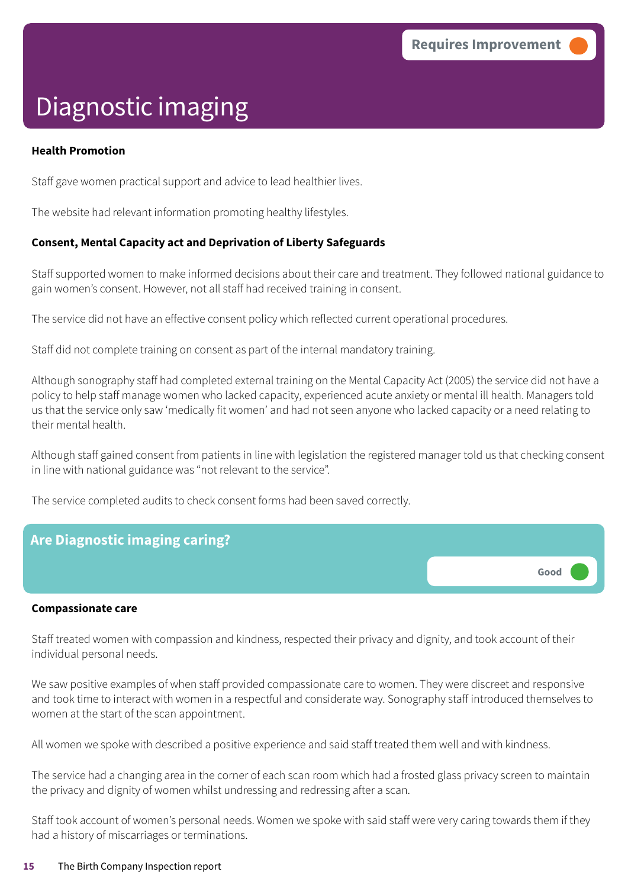Requires Improvement

# Diagnostic imaging

**Health Promotion**

Staff gave women practical support and advice to lead healthier lives.

The website had relevant information promoting healthy lifestyles.

**Consent, Mental Capacity act and Deprivation of Liberty Safeguards**

Staff supported women to make informed decisions about their care and treatment. They followed national guidance to gain women's consent. However, not all staff had received training in consent.

The service did not have an effective consent policy which reflected current operational procedures.

Staff did not complete training on consent as part of the internal mandatory training.

Although sonography staff had completed external training on the Mental Capacity Act (2005) the service did not have a policy to help staff manage women who lacked capacity, experienced acute anxiety or mental ill health. Managers told us that the service only saw 'medically fit women' and had not seen anyone who lacked capacity or a need relating to their mental health.

Although staff gained consent from patients in line with legislation the registered manager told us that checking consent in line with national guidance was "not relevant to the service".

The service completed audits to check consent forms had been saved correctly.

## Are Diagnostic imaging caring?

Good

**Compassionate care**

Staff treated women with compassion and kindness, respected their privacy and dignity, and took account of their individual personal needs.

We saw positive examples of when staff provided compassionate care to women. They were discreet and responsive and took time to interact with women in a respectful and considerate way. Sonography staff introduced themselves to women at the start of the scan appointment.

All women we spoke with described a positive experience and said staff treated them well and with kindness.

The service had a changing area in the corner of each scan room which had a frosted glass privacy screen to maintain the privacy and dignity of women whilst undressing and redressing after a scan.

Staff took account of women's personal needs. Women we spoke with said staff were very caring towards them if they had a history of miscarriages or terminations.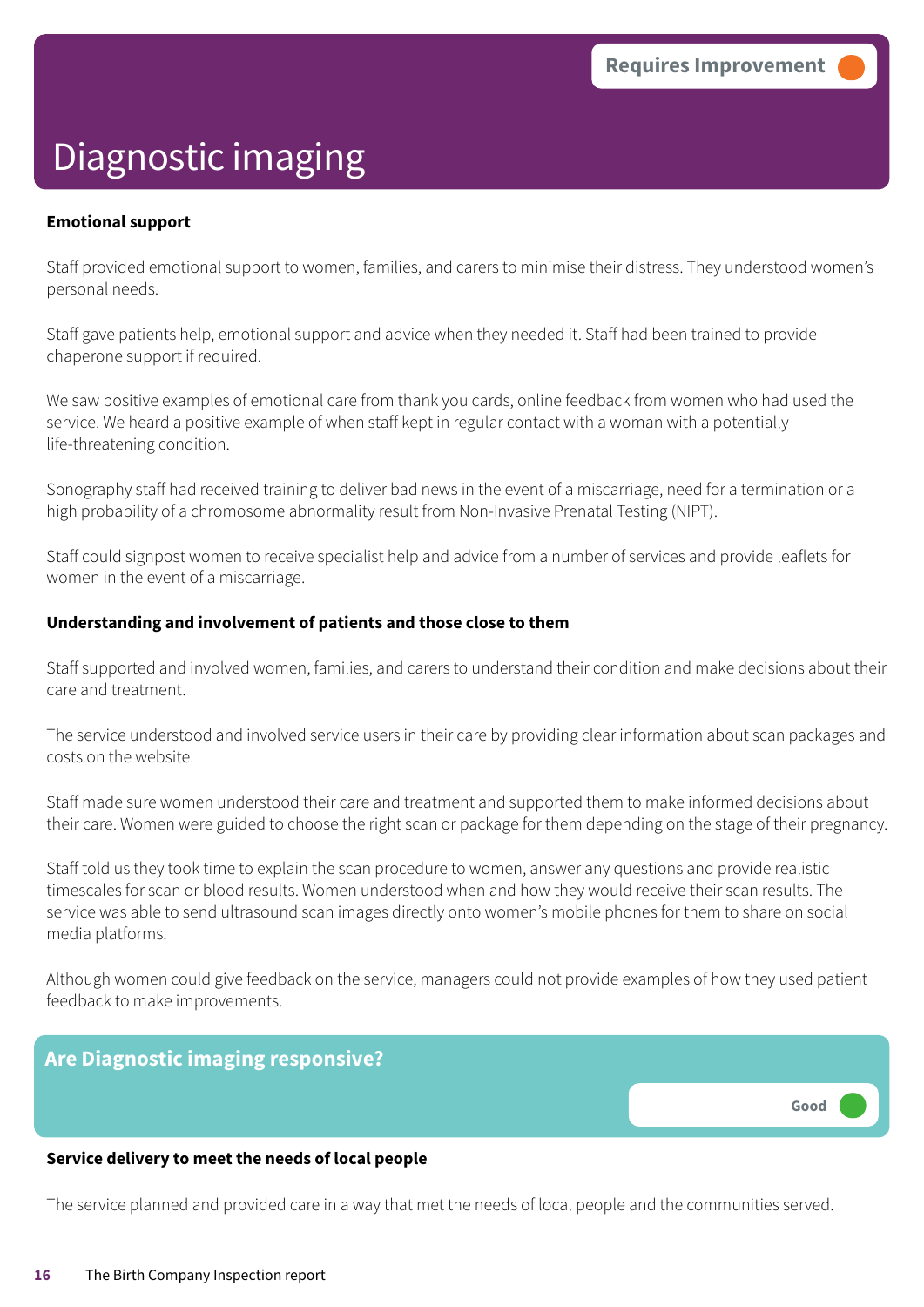Requires Improvement

# Diagnostic imaging

**Emotional support**

Staff provided emotional support to women, families, and carers to minimise their distress. They understood women's personal needs.

Staff gave patients help, emotional support and advice when they needed it. Staff had been trained to provide chaperone support if required.

We saw positive examples of emotional care from thank you cards, online feedback from women who had used the service. We heard a positive example of when staff kept in regular contact with a woman with a potentially life-threatening condition.

Sonography staff had received training to deliver bad news in the event of a miscarriage, need for a termination or a high probability of a chromosome abnormality result from Non-Invasive Prenatal Testing (NIPT).

Staff could signpost women to receive specialist help and advice from a number of services and provide leaflets for women in the event of a miscarriage.

**Understanding and involvement of patients and those close to them**

Staff supported and involved women, families, and carers to understand their condition and make decisions about their care and treatment.

The service understood and involved service users in their care by providing clear information about scan packages and costs on the website.

Staff made sure women understood their care and treatment and supported them to make informed decisions about their care. Women were guided to choose the right scan or package for them depending on the stage of their pregnancy.

Staff told us they took time to explain the scan procedure to women, answer any questions and provide realistic timescales for scan or blood results. Women understood when and how they would receive their scan results. The service was able to send ultrasound scan images directly onto women's mobile phones for them to share on social media platforms.

Although women could give feedback on the service, managers could not provide examples of how they used patient feedback to make improvements.

## Are Diagnostic imaging responsive?

Good

**Service delivery to meet the needs of local people**

The service planned and provided care in a way that met the needs of local people and the communities served.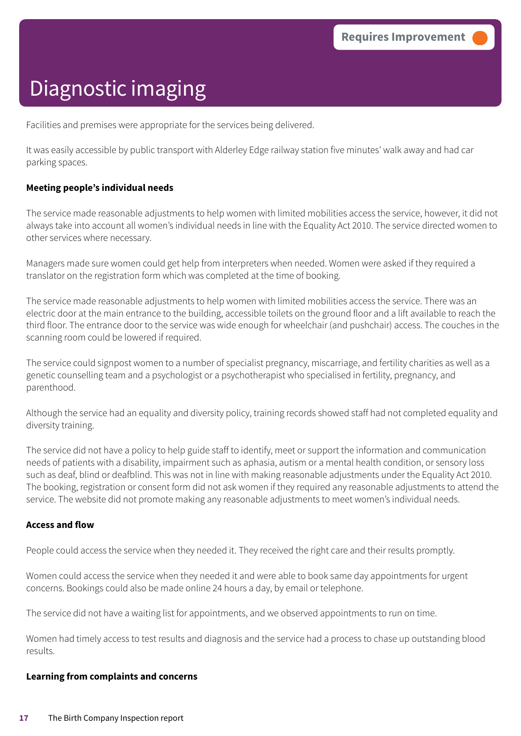Requires Improvement

# Diagnostic imaging

Facilities and premises were appropriate for the services being delivered.

It was easily accessible by public transport with Alderley Edge railway station five minutes' walk away and had car parking spaces.

**Meeting people's individual needs**

The service made reasonable adjustments to help women with limited mobilities access the service, however, it did not always take into account all women's individual needs in line with the Equality Act 2010. The service directed women to other services where necessary.

Managers made sure women could get help from interpreters when needed. Women were asked if they required a translator on the registration form which was completed at the time of booking.

The service made reasonable adjustments to help women with limited mobilities access the service. There was an electric door at the main entrance to the building, accessible toilets on the ground floor and a lift available to reach the third floor. The entrance door to the service was wide enough for wheelchair (and pushchair) access. The couches in the scanning room could be lowered if required.

The service could signpost women to a number of specialist pregnancy, miscarriage, and fertility charities as well as a genetic counselling team and a psychologist or a psychotherapist who specialised in fertility, pregnancy, and parenthood.

Although the service had an equality and diversity policy, training records showed staff had not completed equality and diversity training.

The service did not have a policy to help guide staff to identify, meet or support the information and communication needs of patients with a disability, impairment such as aphasia, autism or a mental health condition, or sensory loss such as deaf, blind or deafblind. This was not in line with making reasonable adjustments under the Equality Act 2010. The booking, registration or consent form did not ask women if they required any reasonable adjustments to attend the service. The website did not promote making any reasonable adjustments to meet women's individual needs.

**Access and flow**

People could access the service when they needed it. They received the right care and their results promptly.

Women could access the service when they needed it and were able to book same day appointments for urgent concerns. Bookings could also be made online 24 hours a day, by email or telephone.

The service did not have a waiting list for appointments, and we observed appointments to run on time.

Women had timely access to test results and diagnosis and the service had a process to chase up outstanding blood results.

**Learning from complaints and concerns**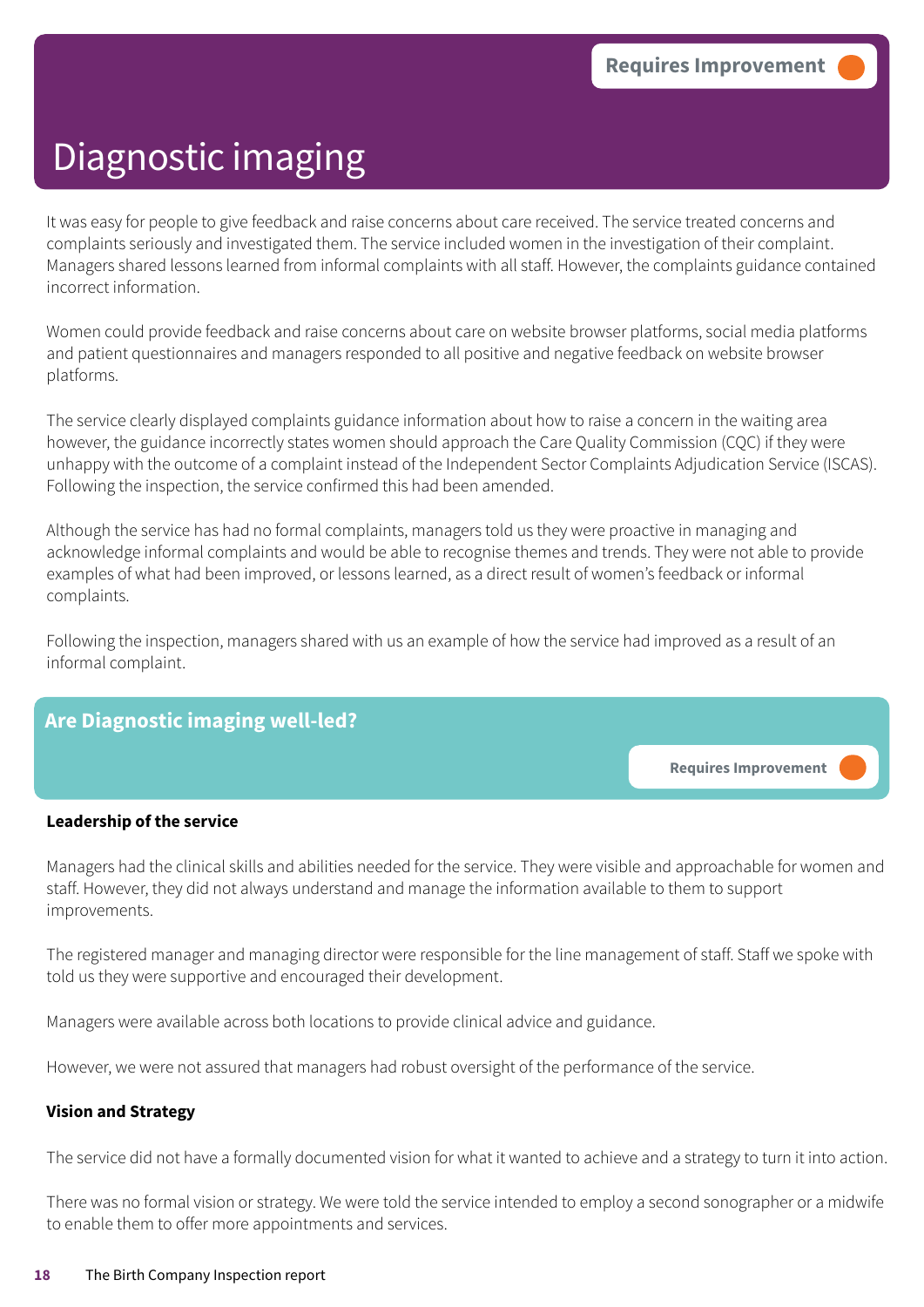Requires Improvement

# Diagnostic imaging

It was easy for people to give feedback and raise concerns about care received. The service treated concerns and complaints seriously and investigated them. The service included women in the investigation of their complaint. Managers shared lessons learned from informal complaints with all staff. However, the complaints guidance contained incorrect information.

Women could provide feedback and raise concerns about care on website browser platforms, social media platforms and patient questionnaires and managers responded to all positive and negative feedback on website browser platforms.

The service clearly displayed complaints guidance information about how to raise a concern in the waiting area however, the guidance incorrectly states women should approach the Care Quality Commission (CQC) if they were unhappy with the outcome of a complaint instead of the Independent Sector Complaints Adjudication Service (ISCAS). Following the inspection, the service confirmed this had been amended.

Although the service has had no formal complaints, managers told us they were proactive in managing and acknowledge informal complaints and would be able to recognise themes and trends. They were not able to provide examples of what had been improved, or lessons learned, as a direct result of women's feedback or informal complaints.

Following the inspection, managers shared with us an example of how the service had improved as a result of an informal complaint.

## Are Diagnostic imaging well-led?

Requires Improvement

**Leadership of the service**

Managers had the clinical skills and abilities needed for the service. They were visible and approachable for women and staff. However, they did not always understand and manage the information available to them to support improvements.

The registered manager and managing director were responsible for the line management of staff. Staff we spoke with told us they were supportive and encouraged their development.

Managers were available across both locations to provide clinical advice and guidance.

However, we were not assured that managers had robust oversight of the performance of the service.

**Vision and Strategy**

The service did not have a formally documented vision for what it wanted to achieve and a strategy to turn it into action.

There was no formal vision or strategy. We were told the service intended to employ a second sonographer or a midwife to enable them to offer more appointments and services.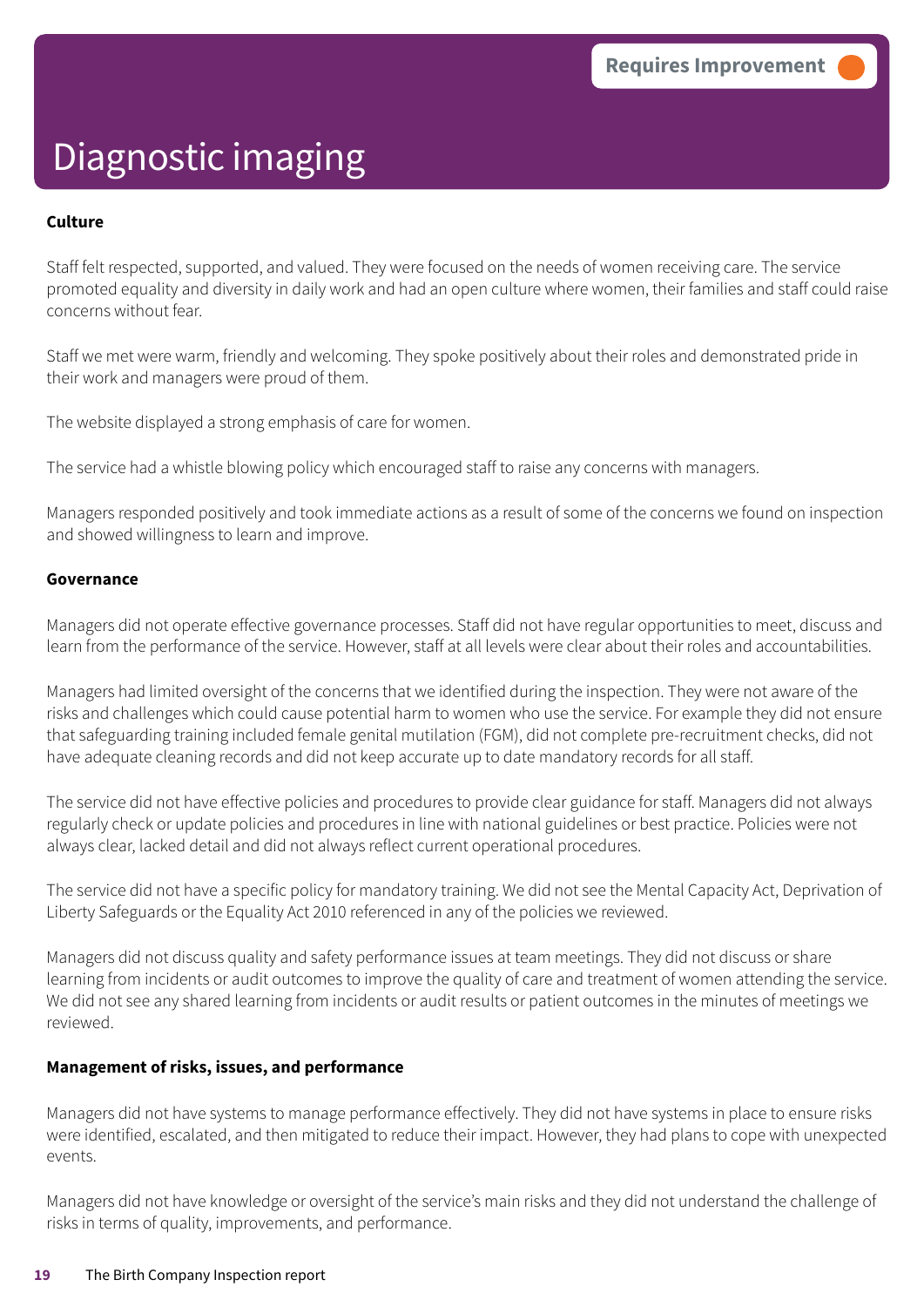Requires Improvement

# Diagnostic imaging

**Culture**

Staff felt respected, supported, and valued. They were focused on the needs of women receiving care. The service promoted equality and diversity in daily work and had an open culture where women, their families and staff could raise concerns without fear.

Staff we met were warm, friendly and welcoming. They spoke positively about their roles and demonstrated pride in their work and managers were proud of them.

The website displayed a strong emphasis of care for women.

The service had a whistle blowing policy which encouraged staff to raise any concerns with managers.

Managers responded positively and took immediate actions as a result of some of the concerns we found on inspection and showed willingness to learn and improve.

**Governance**

Managers did not operate effective governance processes. Staff did not have regular opportunities to meet, discuss and learn from the performance of the service. However, staff at all levels were clear about their roles and accountabilities.

Managers had limited oversight of the concerns that we identified during the inspection. They were not aware of the risks and challenges which could cause potential harm to women who use the service. For example they did not ensure that safeguarding training included female genital mutilation (FGM), did not complete pre-recruitment checks, did not have adequate cleaning records and did not keep accurate up to date mandatory records for all staff.

The service did not have effective policies and procedures to provide clear guidance for staff. Managers did not always regularly check or update policies and procedures in line with national guidelines or best practice. Policies were not always clear, lacked detail and did not always reflect current operational procedures.

The service did not have a specific policy for mandatory training. We did not see the Mental Capacity Act, Deprivation of Liberty Safeguards or the Equality Act 2010 referenced in any of the policies we reviewed.

Managers did not discuss quality and safety performance issues at team meetings. They did not discuss or share learning from incidents or audit outcomes to improve the quality of care and treatment of women attending the service. We did not see any shared learning from incidents or audit results or patient outcomes in the minutes of meetings we reviewed.

**Management of risks, issues, and performance**

Managers did not have systems to manage performance effectively. They did not have systems in place to ensure risks were identified, escalated, and then mitigated to reduce their impact. However, they had plans to cope with unexpected events.

Managers did not have knowledge or oversight of the service's main risks and they did not understand the challenge of risks in terms of quality, improvements, and performance.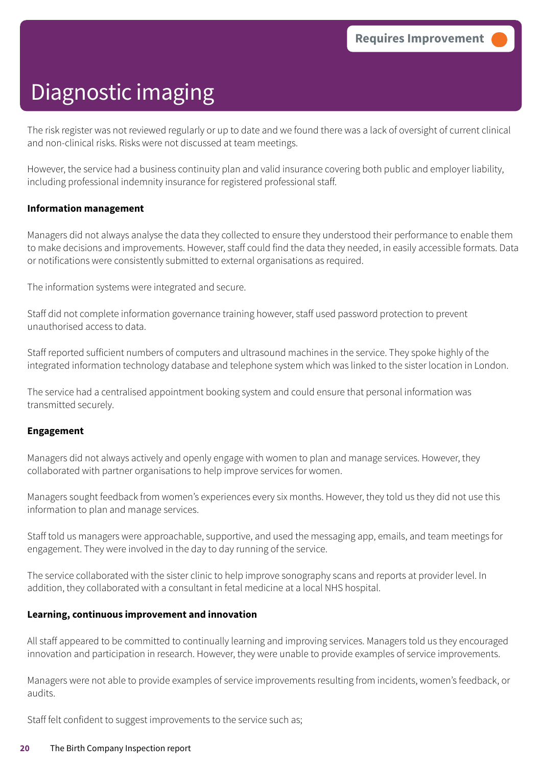Requires Improvement

# Diagnostic imaging

The risk register was not reviewed regularly or up to date and we found there was a lack of oversight of current clinical and non-clinical risks. Risks were not discussed at team meetings.

However, the service had a business continuity plan and valid insurance covering both public and employer liability, including professional indemnity insurance for registered professional staff.

**Information management**

Managers did not always analyse the data they collected to ensure they understood their performance to enable them to make decisions and improvements. However, staff could find the data they needed, in easily accessible formats. Data or notifications were consistently submitted to external organisations as required.

The information systems were integrated and secure.

Staff did not complete information governance training however, staff used password protection to prevent unauthorised access to data.

Staff reported sufficient numbers of computers and ultrasound machines in the service. They spoke highly of the integrated information technology database and telephone system which was linked to the sister location in London.

The service had a centralised appointment booking system and could ensure that personal information was transmitted securely.

**Engagement**

Managers did not always actively and openly engage with women to plan and manage services. However, they collaborated with partner organisations to help improve services for women.

Managers sought feedback from women's experiences every six months. However, they told us they did not use this information to plan and manage services.

Staff told us managers were approachable, supportive, and used the messaging app, emails, and team meetings for engagement. They were involved in the day to day running of the service.

The service collaborated with the sister clinic to help improve sonography scans and reports at provider level. In addition, they collaborated with a consultant in fetal medicine at a local NHS hospital.

**Learning, continuous improvement and innovation**

All staff appeared to be committed to continually learning and improving services. Managers told us they encouraged innovation and participation in research. However, they were unable to provide examples of service improvements.

Managers were not able to provide examples of service improvements resulting from incidents, women's feedback, or audits.

Staff felt confident to suggest improvements to the service such as;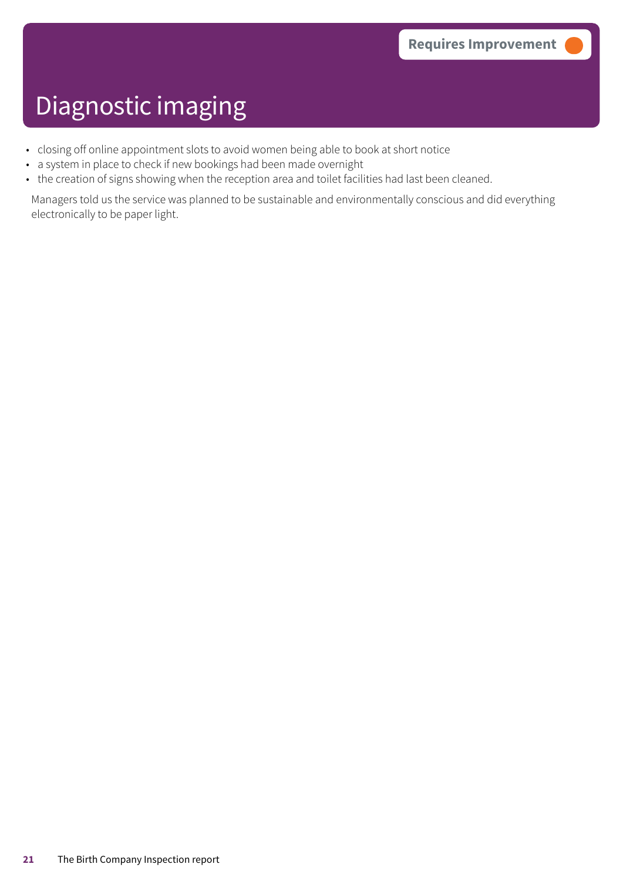Requires Improvement

# Diagnostic imaging

- closing off online appointment slots to avoid women being able to book at short notice
- a system in place to check if new bookings had been made overnight
- the creation of signs showing when the reception area and toilet facilities had last been cleaned.

Managers told us the service was planned to be sustainable and environmentally conscious and did everything electronically to be paper light.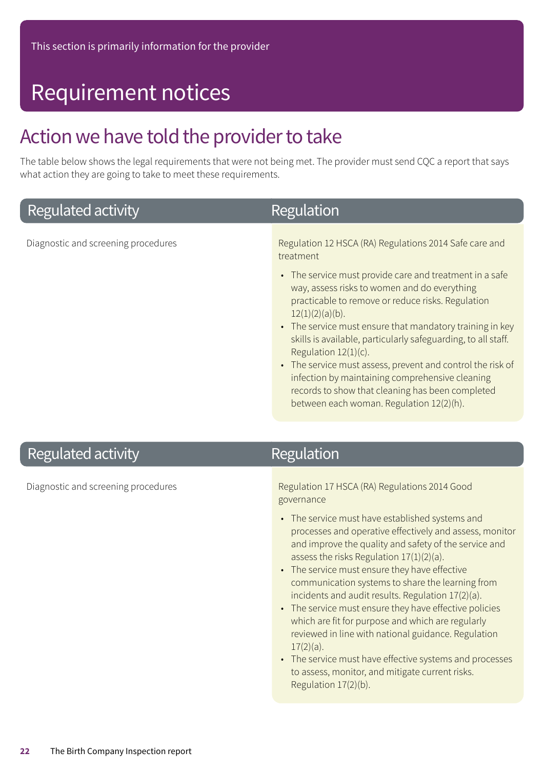This section is primarily information for the provider

# Requirement notices

## Action we have told the provider to take

The table below shows the legal requirements that were not being met. The provider must send CQC a report that says what action they are going to take to meet these requirements.

| Regulated activity | Regulation |
|---|---|
| Diagnostic and screening procedures | Regulation 12 HSCA (RA) Regulations 2014 Safe care and treatment<br><br>• The service must provide care and treatment in a safe way, assess risks to women and do everything practicable to remove or reduce risks. Regulation 12(1)(2)(a)(b).<br>• The service must ensure that mandatory training in key skills is available, particularly safeguarding, to all staff. Regulation 12(1)(c).<br>• The service must assess, prevent and control the risk of infection by maintaining comprehensive cleaning records to show that cleaning has been completed between each woman. Regulation 12(2)(h). |

| Regulated activity | Regulation |
|---|---|
| Diagnostic and screening procedures | Regulation 17 HSCA (RA) Regulations 2014 Good governance<br><br>• The service must have established systems and processes and operative effectively and assess, monitor and improve the quality and safety of the service and assess the risks Regulation 17(1)(2)(a).<br>• The service must ensure they have effective communication systems to share the learning from incidents and audit results. Regulation 17(2)(a).<br>• The service must ensure they have effective policies which are fit for purpose and which are regularly reviewed in line with national guidance. Regulation 17(2)(a).<br>• The service must have effective systems and processes to assess, monitor, and mitigate current risks. Regulation 17(2)(b). |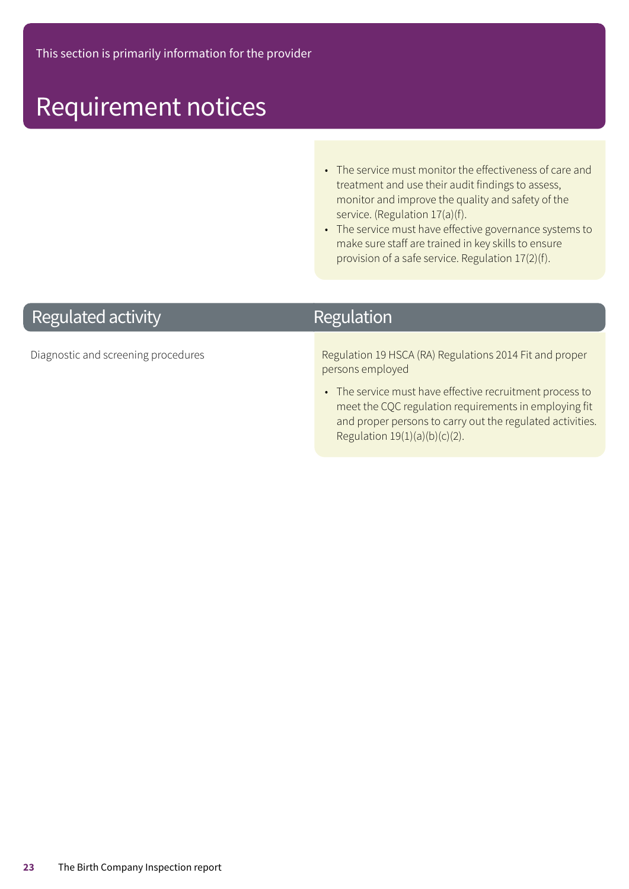This section is primarily information for the provider

# Requirement notices

- The service must monitor the effectiveness of care and treatment and use their audit findings to assess, monitor and improve the quality and safety of the service. (Regulation 17(a)(f).
- The service must have effective governance systems to make sure staff are trained in key skills to ensure provision of a safe service. Regulation 17(2)(f).

| Regulated activity | Regulation |
|---|---|
| Diagnostic and screening procedures | Regulation 19 HSCA (RA) Regulations 2014 Fit and proper persons employed<br><br>• The service must have effective recruitment process to meet the CQC regulation requirements in employing fit and proper persons to carry out the regulated activities. Regulation 19(1)(a)(b)(c)(2). |